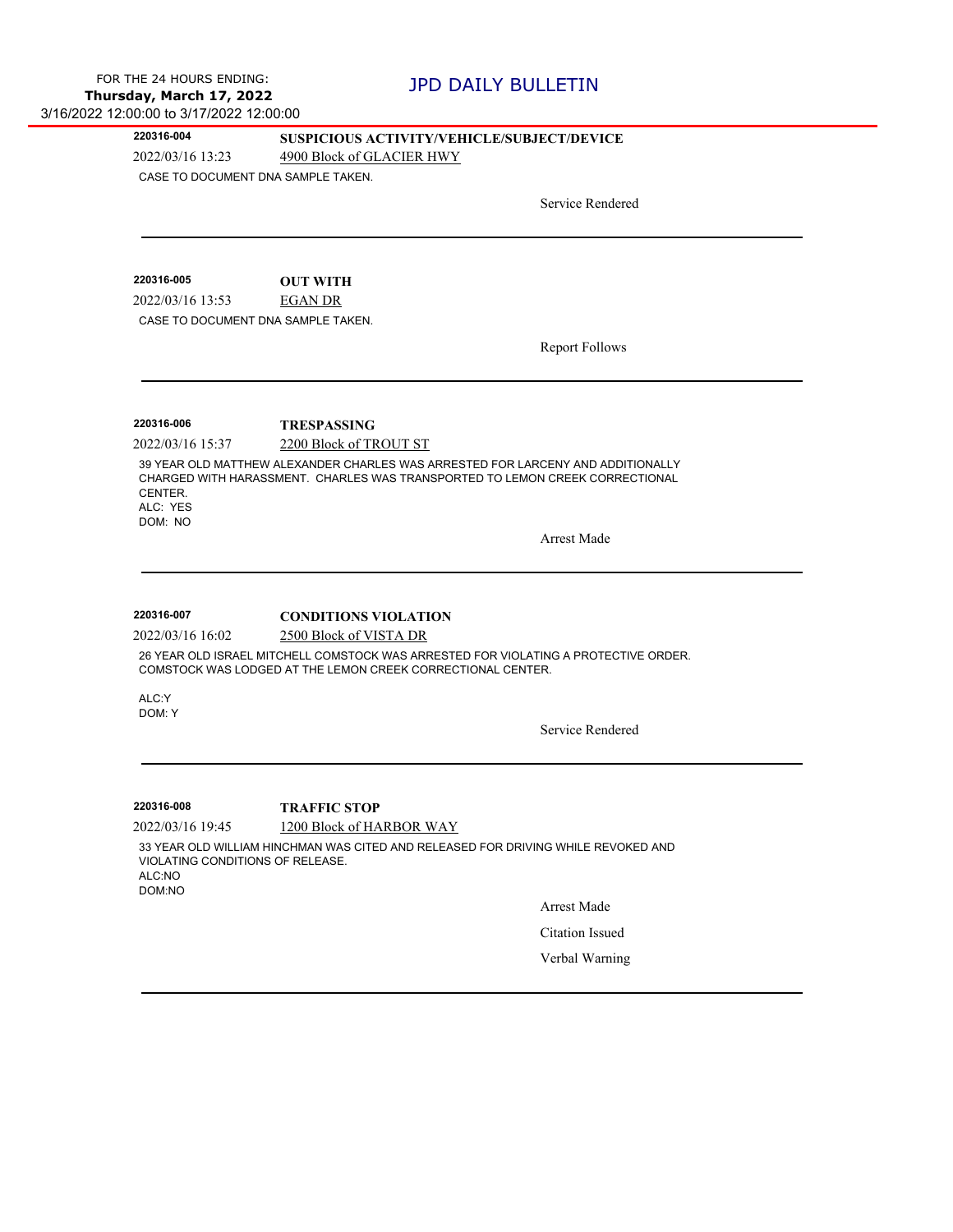FOR THE 24 HOURS ENDING:
**Thursday, March 17, 2022**
3/16/2022 12:00:00 to 3/17/2022 12:00:00

# JPD DAILY BULLETIN

---

**220316-004** **SUSPICIOUS ACTIVITY/VEHICLE/SUBJECT/DEVICE**

2022/03/16 13:23 4900 Block of GLACIER HWY

CASE TO DOCUMENT DNA SAMPLE TAKEN.

Service Rendered

---

**220316-005** **OUT WITH**

2022/03/16 13:53 EGAN DR

CASE TO DOCUMENT DNA SAMPLE TAKEN.

Report Follows

---

**220316-006** **TRESPASSING**

2022/03/16 15:37 2200 Block of TROUT ST

39 YEAR OLD MATTHEW ALEXANDER CHARLES WAS ARRESTED FOR LARCENY AND ADDITIONALLY CHARGED WITH HARASSMENT. CHARLES WAS TRANSPORTED TO LEMON CREEK CORRECTIONAL CENTER.
ALC: YES
DOM: NO

Arrest Made

---

**220316-007** **CONDITIONS VIOLATION**

2022/03/16 16:02 2500 Block of VISTA DR

26 YEAR OLD ISRAEL MITCHELL COMSTOCK WAS ARRESTED FOR VIOLATING A PROTECTIVE ORDER. COMSTOCK WAS LODGED AT THE LEMON CREEK CORRECTIONAL CENTER.

ALC:Y
DOM: Y

Service Rendered

---

**220316-008** **TRAFFIC STOP**

2022/03/16 19:45 1200 Block of HARBOR WAY

33 YEAR OLD WILLIAM HINCHMAN WAS CITED AND RELEASED FOR DRIVING WHILE REVOKED AND VIOLATING CONDITIONS OF RELEASE.
ALC:NO
DOM:NO

Arrest Made

Citation Issued

Verbal Warning

---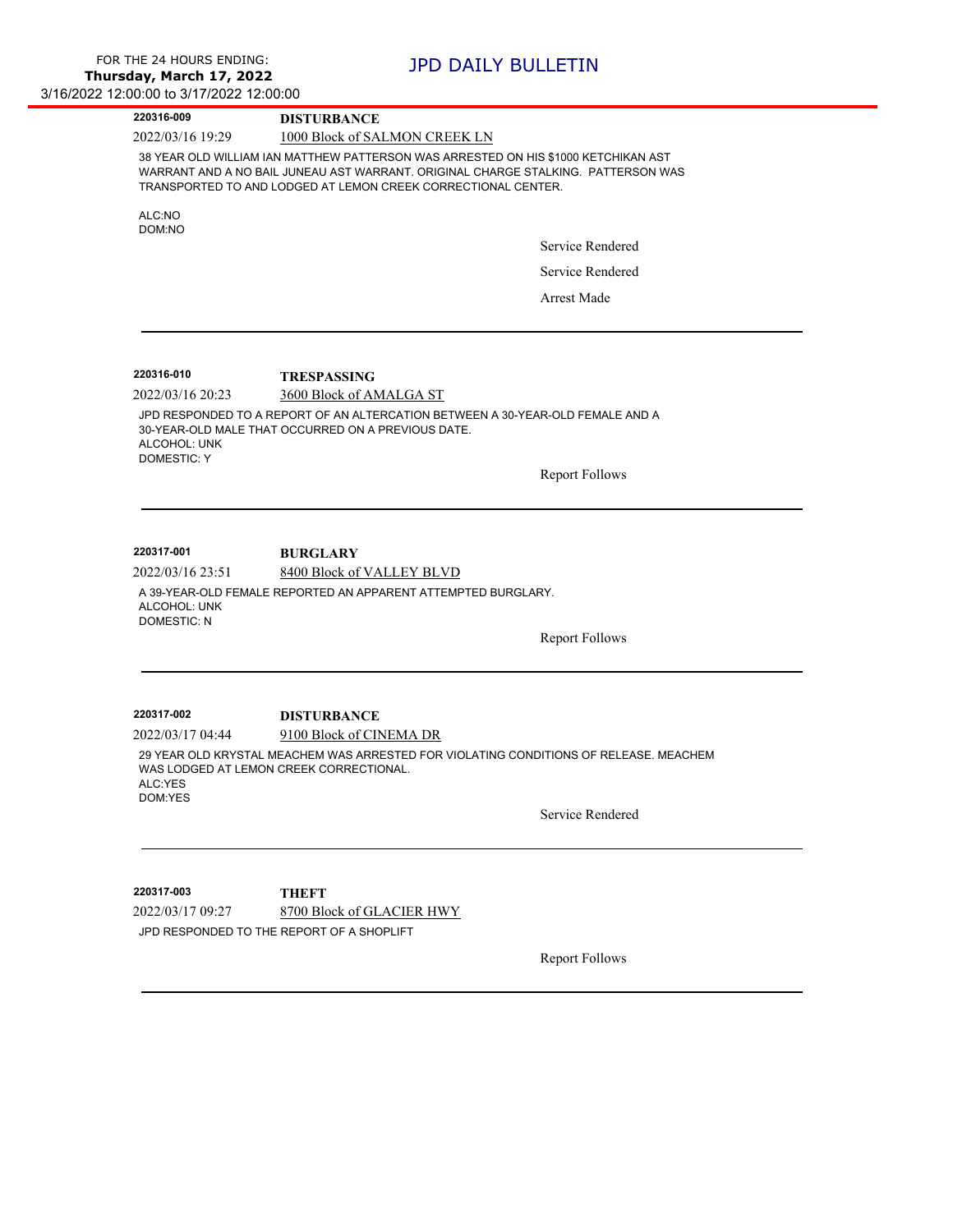**220316-009** **DISTURBANCE**

2022/03/16 19:29 1000 Block of SALMON CREEK LN

38 YEAR OLD WILLIAM IAN MATTHEW PATTERSON WAS ARRESTED ON HIS $1000 KETCHIKAN AST WARRANT AND A NO BAIL JUNEAU AST WARRANT. ORIGINAL CHARGE STALKING. PATTERSON WAS TRANSPORTED TO AND LODGED AT LEMON CREEK CORRECTIONAL CENTER.

ALC:NO
DOM:NO

Service Rendered

Service Rendered

Arrest Made

---

**220316-010** **TRESPASSING**

2022/03/16 20:23 3600 Block of AMALGA ST

JPD RESPONDED TO A REPORT OF AN ALTERCATION BETWEEN A 30-YEAR-OLD FEMALE AND A 30-YEAR-OLD MALE THAT OCCURRED ON A PREVIOUS DATE.
ALCOHOL: UNK
DOMESTIC: Y

Report Follows

---

**220317-001** **BURGLARY**

2022/03/16 23:51 8400 Block of VALLEY BLVD

A 39-YEAR-OLD FEMALE REPORTED AN APPARENT ATTEMPTED BURGLARY.
ALCOHOL: UNK
DOMESTIC: N

Report Follows

---

**220317-002** **DISTURBANCE**

2022/03/17 04:44 9100 Block of CINEMA DR

29 YEAR OLD KRYSTAL MEACHEM WAS ARRESTED FOR VIOLATING CONDITIONS OF RELEASE. MEACHEM WAS LODGED AT LEMON CREEK CORRECTIONAL.
ALC:YES
DOM:YES

Service Rendered

---

**220317-003** **THEFT**

2022/03/17 09:27 8700 Block of GLACIER HWY

JPD RESPONDED TO THE REPORT OF A SHOPLIFT

Report Follows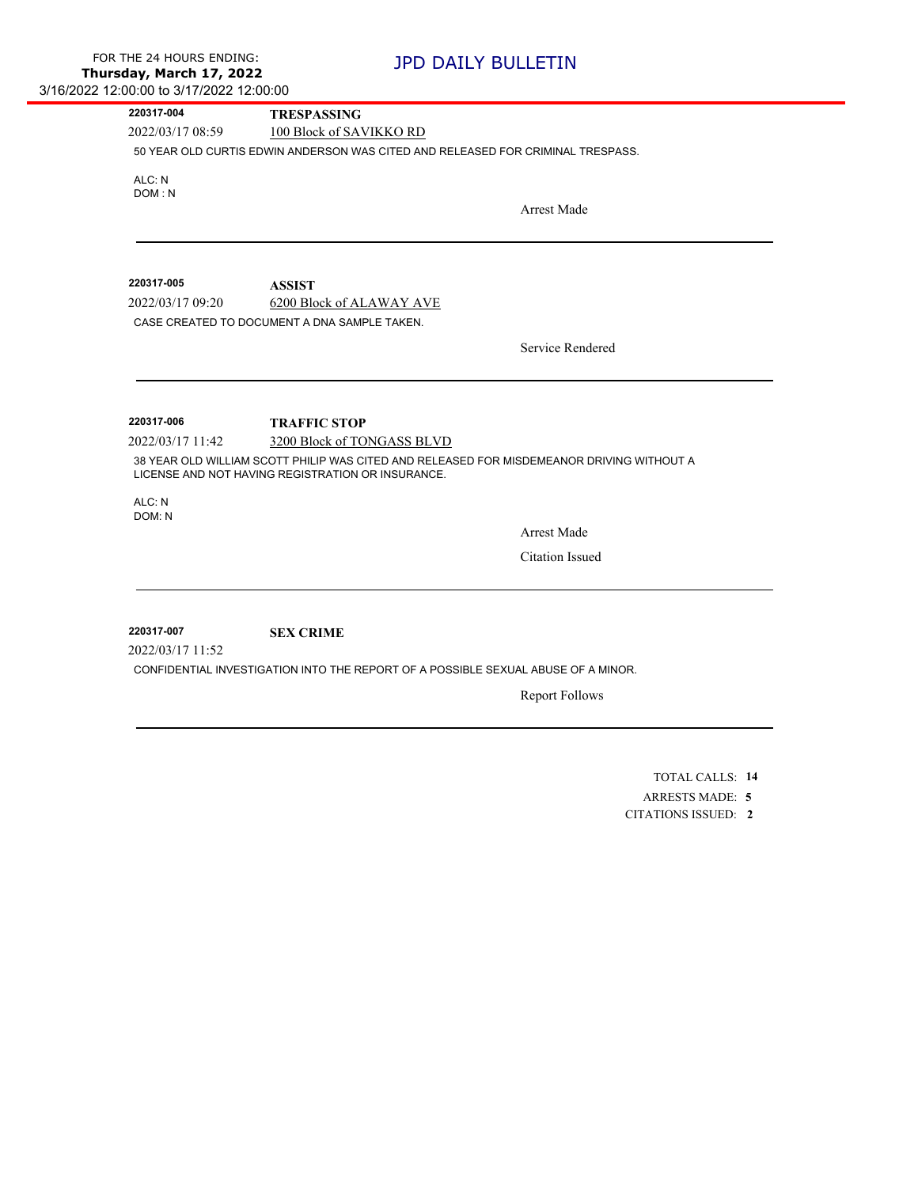FOR THE 24 HOURS ENDING:
**Thursday, March 17, 2022**
3/16/2022 12:00:00 to 3/17/2022 12:00:00

# JPD DAILY BULLETIN

**220317-004** **TRESPASSING**
2022/03/17 08:59 100 Block of SAVIKKO RD

50 YEAR OLD CURTIS EDWIN ANDERSON WAS CITED AND RELEASED FOR CRIMINAL TRESPASS.

ALC: N
DOM : N

Arrest Made

---

**220317-005** **ASSIST**
2022/03/17 09:20 6200 Block of ALAWAY AVE

CASE CREATED TO DOCUMENT A DNA SAMPLE TAKEN.

Service Rendered

---

**220317-006** **TRAFFIC STOP**
2022/03/17 11:42 3200 Block of TONGASS BLVD

38 YEAR OLD WILLIAM SCOTT PHILIP WAS CITED AND RELEASED FOR MISDEMEANOR DRIVING WITHOUT A LICENSE AND NOT HAVING REGISTRATION OR INSURANCE.

ALC: N
DOM: N

Arrest Made

Citation Issued

---

**220317-007** **SEX CRIME**
2022/03/17 11:52

CONFIDENTIAL INVESTIGATION INTO THE REPORT OF A POSSIBLE SEXUAL ABUSE OF A MINOR.

Report Follows

---

TOTAL CALLS: **14**
ARRESTS MADE: **5**
CITATIONS ISSUED: **2**